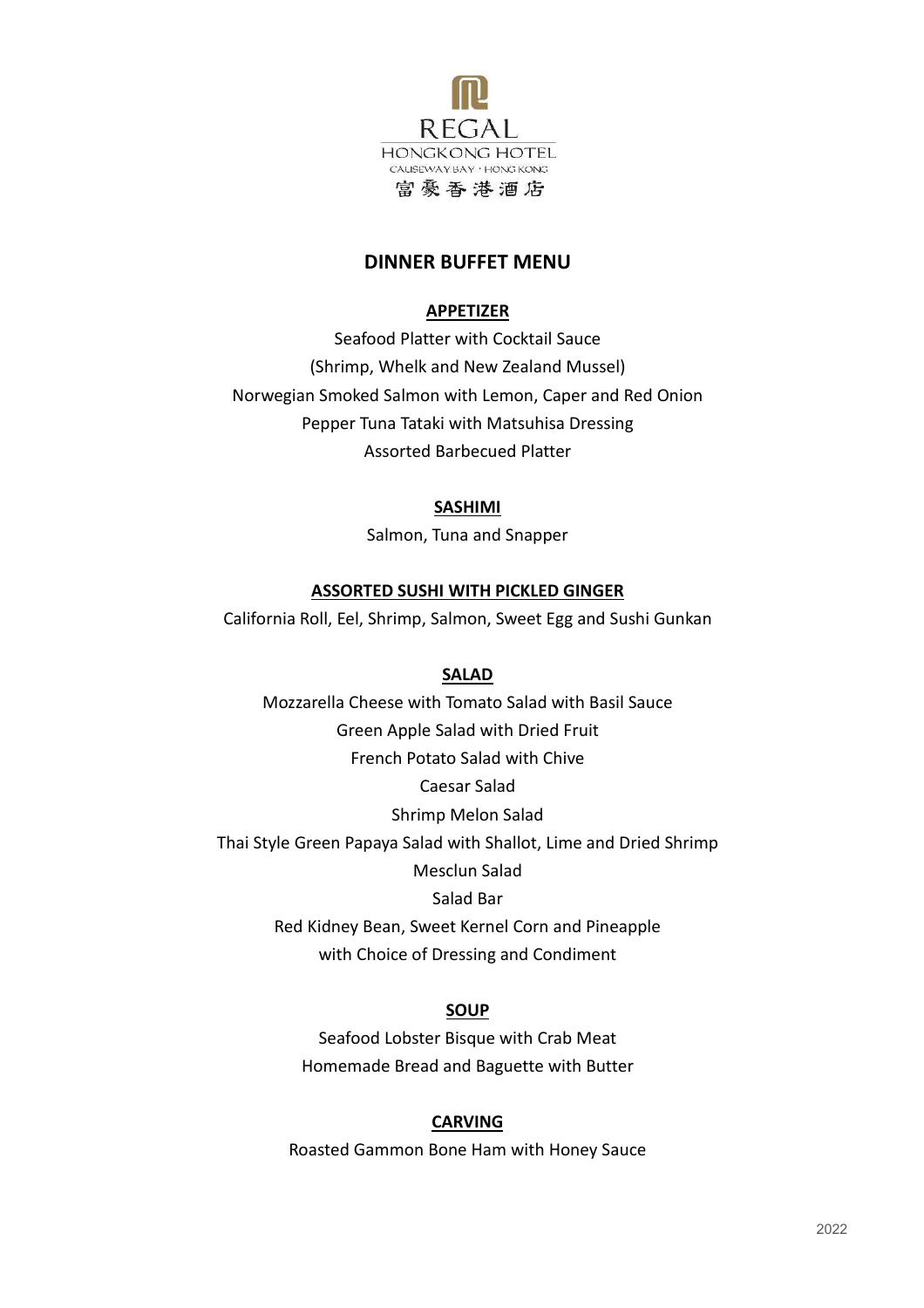REGAL
HONGKONG HOTEL
CAUSEWAY BAY · HONG KONG
富豪香港酒店

# DINNER BUFFET MENU

## APPETIZER

Seafood Platter with Cocktail Sauce
(Shrimp, Whelk and New Zealand Mussel)
Norwegian Smoked Salmon with Lemon, Caper and Red Onion
Pepper Tuna Tataki with Matsuhisa Dressing
Assorted Barbecued Platter

## SASHIMI

Salmon, Tuna and Snapper

## ASSORTED SUSHI WITH PICKLED GINGER

California Roll, Eel, Shrimp, Salmon, Sweet Egg and Sushi Gunkan

## SALAD

Mozzarella Cheese with Tomato Salad with Basil Sauce
Green Apple Salad with Dried Fruit
French Potato Salad with Chive
Caesar Salad
Shrimp Melon Salad
Thai Style Green Papaya Salad with Shallot, Lime and Dried Shrimp
Mesclun Salad
Salad Bar
Red Kidney Bean, Sweet Kernel Corn and Pineapple
with Choice of Dressing and Condiment

## SOUP

Seafood Lobster Bisque with Crab Meat
Homemade Bread and Baguette with Butter

## CARVING

Roasted Gammon Bone Ham with Honey Sauce

2022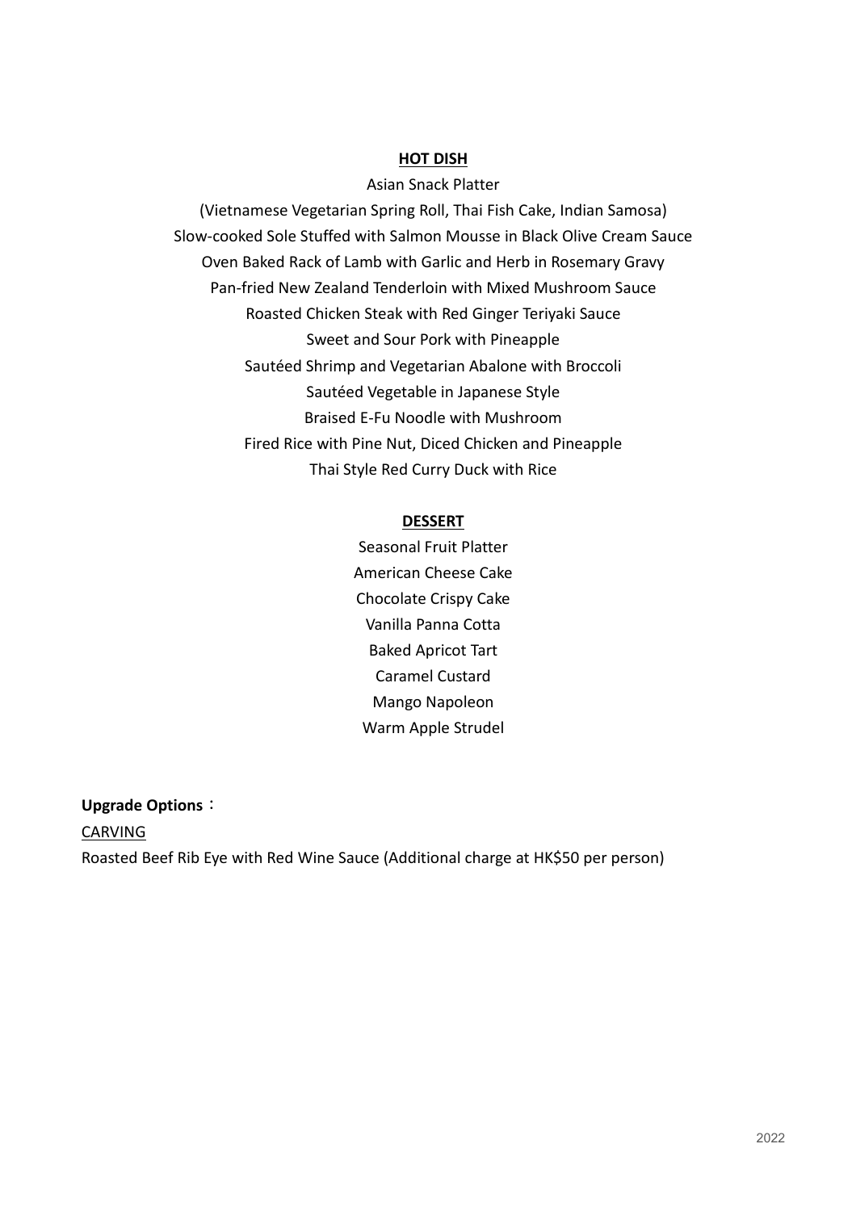## HOT DISH

Asian Snack Platter

(Vietnamese Vegetarian Spring Roll, Thai Fish Cake, Indian Samosa)

Slow-cooked Sole Stuffed with Salmon Mousse in Black Olive Cream Sauce

Oven Baked Rack of Lamb with Garlic and Herb in Rosemary Gravy

Pan-fried New Zealand Tenderloin with Mixed Mushroom Sauce

Roasted Chicken Steak with Red Ginger Teriyaki Sauce

Sweet and Sour Pork with Pineapple

Sautéed Shrimp and Vegetarian Abalone with Broccoli

Sautéed Vegetable in Japanese Style

Braised E-Fu Noodle with Mushroom

Fired Rice with Pine Nut, Diced Chicken and Pineapple

Thai Style Red Curry Duck with Rice

## DESSERT

Seasonal Fruit Platter

American Cheese Cake

Chocolate Crispy Cake

Vanilla Panna Cotta

Baked Apricot Tart

Caramel Custard

Mango Napoleon

Warm Apple Strudel

**Upgrade Options**：

CARVING

Roasted Beef Rib Eye with Red Wine Sauce (Additional charge at HK$50 per person)

2022